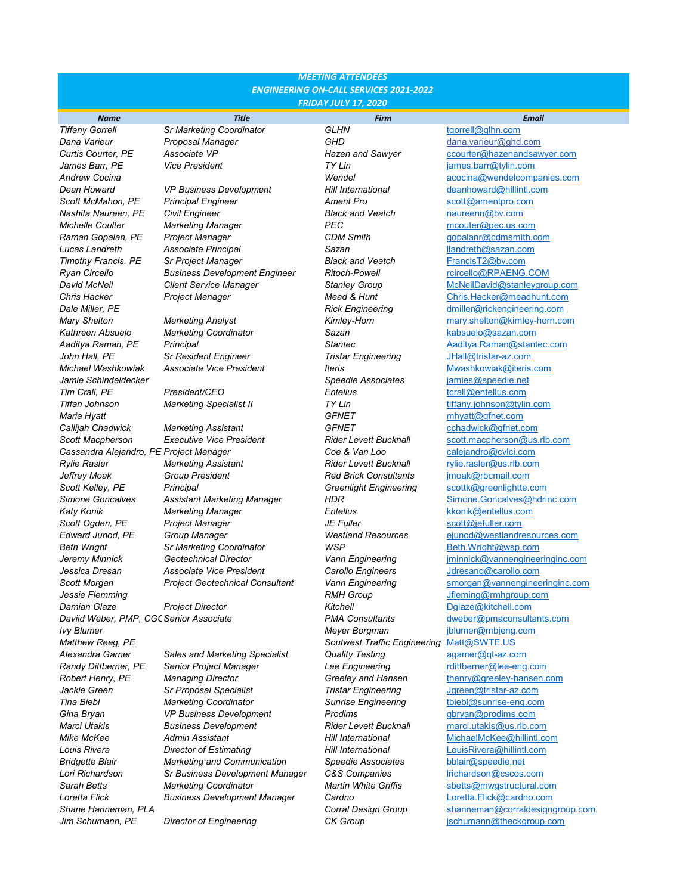**MEETING ATTENDEES**
**ENGINEERING ON-CALL SERVICES 2021-2022**
**FRIDAY JULY 17, 2020**

| Name | Title | Firm | Email |
|---|---|---|---|
| Tiffany Gorrell | Sr Marketing Coordinator | GLHN | tgorrell@glhn.com |
| Dana Varieur | Proposal Manager | GHD | dana.varieur@ghd.com |
| Curtis Courter, PE | Associate VP | Hazen and Sawyer | ccourter@hazenandsawyer.com |
| James Barr, PE | Vice President | TY Lin | james.barr@tylin.com |
| Andrew Cocina | | Wendel | acocina@wendelcompanies.com |
| Dean Howard | VP Business Development | Hill International | deanhoward@hillintl.com |
| Scott McMahon, PE | Principal Engineer | Ament Pro | scott@amentpro.com |
| Nashita Naureen, PE | Civil Engineer | Black and Veatch | naureenn@bv.com |
| Michelle Coulter | Marketing Manager | PEC | mcouter@pec.us.com |
| Raman Gopalan, PE | Project Manager | CDM Smith | gopalanr@cdmsmith.com |
| Lucas Landreth | Associate Principal | Sazan | llandreth@sazan.com |
| Timothy Francis, PE | Sr Project Manager | Black and Veatch | FrancisT2@bv.com |
| Ryan Circello | Business Development Engineer | Ritoch-Powell | rcircello@RPAENG.COM |
| David McNeil | Client Service Manager | Stanley Group | McNeilDavid@stanleygroup.com |
| Chris Hacker | Project Manager | Mead & Hunt | Chris.Hacker@meadhunt.com |
| Dale Miller, PE | | Rick Engineering | dmiller@rickengineering.com |
| Mary Shelton | Marketing Analyst | Kimley-Horn | mary.shelton@kimley-horn.com |
| Kathreen Absuelo | Marketing Coordinator | Sazan | kabsuelo@sazan.com |
| Aaditya Raman, PE | Principal | Stantec | Aaditya.Raman@stantec.com |
| John Hall, PE | Sr Resident Engineer | Tristar Engineering | JHall@tristar-az.com |
| Michael Washkowiak | Associate Vice President | Iteris | Mwashkowiak@iteris.com |
| Jamie Schindeldecker | | Speedie Associates | jamies@speedie.net |
| Tim Crall, PE | President/CEO | Entellus | tcrall@entellus.com |
| Tiffan Johnson | Marketing Specialist II | TY Lin | tiffany.johnson@tylin.com |
| Maria Hyatt | | GFNET | mhyatt@gfnet.com |
| Callijah Chadwick | Marketing Assistant | GFNET | cchadwick@gfnet.com |
| Scott Macpherson | Executive Vice President | Rider Levett Bucknall | scott.macpherson@us.rlb.com |
| Cassandra Alejandro, PE | Project Manager | Coe & Van Loo | calejandro@cvlci.com |
| Rylie Rasler | Marketing Assistant | Rider Levett Bucknall | rylie.rasler@us.rlb.com |
| Jeffrey Moak | Group President | Red Brick Consultants | jmoak@rbcmail.com |
| Scott Kelley, PE | Principal | Greenlight Engineering | scottk@greenlightte.com |
| Simone Goncalves | Assistant Marketing Manager | HDR | Simone.Goncalves@hdrinc.com |
| Katy Konik | Marketing Manager | Entellus | kkonik@entellus.com |
| Scott Ogden, PE | Project Manager | JE Fuller | scott@jefuller.com |
| Edward Junod, PE | Group Manager | Westland Resources | ejunod@westlandresources.com |
| Beth Wright | Sr Marketing Coordinator | WSP | Beth.Wright@wsp.com |
| Jeremy Minnick | Geotechnical Director | Vann Engineering | jminnick@vannengineeringinc.com |
| Jessica Dresan | Associate Vice President | Carollo Engineers | Jdresang@carollo.com |
| Scott Morgan | Project Geotechnical Consultant | Vann Engineering | smorgan@vannengineeringinc.com |
| Jessie Flemming | | RMH Group | Jfleming@rmhgroup.com |
| Damian Glaze | Project Director | Kitchell | Dglaze@kitchell.com |
| Daviid Weber, PMP, CGC | Senior Associate | PMA Consultants | dweber@pmaconsultants.com |
| Ivy Blumer | | Meyer Borgman | jblumer@mbjeng.com |
| Matthew Reeg, PE | | Soutwest Traffic Engineering | Matt@SWTE.US |
| Alexandra Garner | Sales and Marketing Specialist | Quality Testing | agarner@qt-az.com |
| Randy Dittberner, PE | Senior Project Manager | Lee Engineering | rdittberner@lee-eng.com |
| Robert Henry, PE | Managing Director | Greeley and Hansen | thenry@greeley-hansen.com |
| Jackie Green | Sr Proposal Specialist | Tristar Engineering | Jgreen@tristar-az.com |
| Tina Biebl | Marketing Coordinator | Sunrise Engineering | tbiebl@sunrise-eng.com |
| Gina Bryan | VP Business Development | Prodims | gbryan@prodims.com |
| Marci Utakis | Business Development | Rider Levett Bucknall | marci.utakis@us.rlb.com |
| Mike McKee | Admin Assistant | Hill International | MichaelMcKee@hillintl.com |
| Louis Rivera | Director of Estimating | Hill International | LouisRivera@hillintl.com |
| Bridgette Blair | Marketing and Communication | Speedie Associates | bblair@speedie.net |
| Lori Richardson | Sr Business Development Manager | C&S Companies | lrichardson@cscos.com |
| Sarah Betts | Marketing Coordinator | Martin White Griffis | sbetts@mwgstructural.com |
| Loretta Flick | Business Development Manager | Cardno | Loretta.Flick@cardno.com |
| Shane Hanneman, PLA | | Corral Design Group | shanneman@corraldesigngroup.com |
| Jim Schumann, PE | Director of Engineering | CK Group | jschumann@theckgroup.com |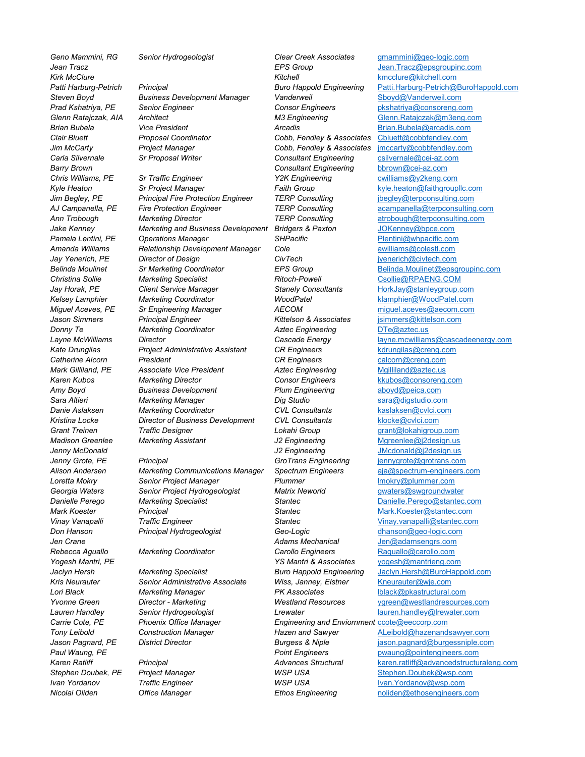| | | | |
|---|---|---|---|
| *Geno Mammini, RG* | *Senior Hydrogeologist* | *Clear Creek Associates* | gmammini@geo-logic.com |
| *Jean Tracz* | | *EPS Group* | Jean.Tracz@epsgroupinc.com |
| *Kirk McClure* | | *Kitchell* | kmcclure@kitchell.com |
| *Patti Harburg-Petrich* | *Principal* | *Buro Happold Engineering* | Patti.Harburg-Petrich@BuroHappold.com |
| *Steven Boyd* | *Business Development Manager* | *Vanderweil* | Sboyd@Vanderweil.com |
| *Prad Kshatriya, PE* | *Senior Engineer* | *Consor Engineers* | pkshatriya@consoreng.com |
| *Glenn Ratajczak, AIA* | *Architect* | *M3 Engineering* | Glenn.Ratajczak@m3eng.com |
| *Brian Bubela* | *Vice President* | *Arcadis* | Brian.Bubela@arcadis.com |
| *Clair Bluett* | *Proposal Coordinator* | *Cobb, Fendley & Associates* | Cbluett@cobbfendley.com |
| *Jim McCarty* | *Project Manager* | *Cobb, Fendley & Associates* | jmccarty@cobbfendley.com |
| *Carla Silvernale* | *Sr Proposal Writer* | *Consultant Engineering* | csilvernale@cei-az.com |
| *Barry Brown* | | *Consultant Engineering* | bbrown@cei-az.com |
| *Chris Williams, PE* | *Sr Traffic Engineer* | *Y2K Engineering* | cwilliams@y2keng.com |
| *Kyle Heaton* | *Sr Project Manager* | *Faith Group* | kyle.heaton@faithgroupllc.com |
| *Jim Begley, PE* | *Principal Fire Protection Engineer* | *TERP Consulting* | jbegley@terpconsulting.com |
| *AJ Campanella, PE* | *Fire Protection Engineer* | *TERP Consulting* | acampanella@terpconsulting.com |
| *Ann Trobough* | *Marketing Director* | *TERP Consulting* | atrobough@terpconsulting.com |
| *Jake Kenney* | *Marketing and Business Development* | *Bridgers & Paxton* | JOKenney@bpce.com |
| *Pamela Lentini, PE* | *Operations Manager* | *SHPacific* | Plentini@whpacific.com |
| *Amanda Williams* | *Relationship Development Manager* | *Cole* | awilliams@colestl.com |
| *Jay Yenerich, PE* | *Director of Design* | *CivTech* | jyenerich@civtech.com |
| *Belinda Moulinet* | *Sr Marketing Coordinator* | *EPS Group* | Belinda.Moulinet@epsgroupinc.com |
| *Christina Sollie* | *Marketing Specialist* | *Ritoch-Powell* | Csollie@RPAENG.COM |
| *Jay Horak, PE* | *Client Service Manager* | *Stanely Consultants* | HorkJay@stanleygroup.com |
| *Kelsey Lamphier* | *Marketing Coordinator* | *WoodPatel* | klamphier@WoodPatel.com |
| *Miguel Aceves, PE* | *Sr Engineering Manager* | *AECOM* | miguel.aceves@aecom.com |
| *Jason Simmers* | *Principal Engineer* | *Kittelson & Associates* | jsimmers@kittelson.com |
| *Donny Te* | *Marketing Coordinator* | *Aztec Engineering* | DTe@aztec.us |
| *Layne McWilliams* | *Director* | *Cascade Energy* | layne.mcwilliams@cascadeenergy.com |
| *Kate Drungilas* | *Project Administrative Assistant* | *CR Engineers* | kdrungilas@creng.com |
| *Catherine Alcorn* | *President* | *CR Engineers* | calcorn@creng.com |
| *Mark Gilliland, PE* | *Associate Vice President* | *Aztec Engineering* | Mgilliland@aztec.us |
| *Karen Kubos* | *Marketing Director* | *Consor Engineers* | kkubos@consoreng.com |
| *Amy Boyd* | *Business Development* | *Plum Engineering* | aboyd@peica.com |
| *Sara Altieri* | *Marketing Manager* | *Dig Studio* | sara@digstudio.com |
| *Danie Aslaksen* | *Marketing Coordinator* | *CVL Consultants* | kaslaksen@cvlci.com |
| *Kristina Locke* | *Director of Business Development* | *CVL Consultants* | klocke@cvlci.com |
| *Grant Treinen* | *Traffic Designer* | *Lokahi Group* | grant@lokahigroup.com |
| *Madison Greenlee* | *Marketing Assistant* | *J2 Engineering* | Mgreenlee@j2design.us |
| *Jenny McDonald* | | *J2 Engineering* | JMcdonald@j2design.us |
| *Jenny Grote, PE* | *Principal* | *GroTrans Engineering* | jennygrote@grotrans.com |
| *Alison Andersen* | *Marketing Communications Manager* | *Spectrum Engineers* | aja@spectrum-engineers.com |
| *Loretta Mokry* | *Senior Project Manager* | *Plummer* | lmokry@plummer.com |
| *Georgia Waters* | *Senior Project Hydrogeologist* | *Matrix Neworld* | gwaters@swgroundwater |
| *Danielle Perego* | *Marketing Specialist* | *Stantec* | Danielle.Perego@stantec.com |
| *Mark Koester* | *Principal* | *Stantec* | Mark.Koester@stantec.com |
| *Vinay Vanapalli* | *Traffic Engineer* | *Stantec* | Vinay.vanapalli@stantec.com |
| *Don Hanson* | *Principal Hydrogeologist* | *Geo-Logic* | dhanson@geo-logic.com |
| *Jen Crane* | | *Adams Mechanical* | Jen@adamsengrs.com |
| *Rebecca Aguallo* | *Marketing Coordinator* | *Carollo Engineers* | Raguallo@carollo.com |
| *Yogesh Mantri, PE* | | *YS Mantri & Associates* | yogesh@mantrieng.com |
| *Jaclyn Hersh* | *Marketing Specialist* | *Buro Happold Engineering* | Jaclyn.Hersh@BuroHappold.com |
| *Kris Neurauter* | *Senior Administrative Associate* | *Wiss, Janney, Elstner* | Kneurauter@wje.com |
| *Lori Black* | *Marketing Manager* | *PK Associates* | lblack@pkastructural.com |
| *Yvonne Green* | *Director - Marketing* | *Westland Resources* | ygreen@westlandresources.com |
| *Lauren Handley* | *Senior Hydrogeologist* | *Lrewater* | lauren.handley@lrewater.com |
| *Carrie Cote, PE* | *Phoenix Office Manager* | *Engineering and Enviornment* | ccote@eeccorp.com |
| *Tony Leibold* | *Construction Manager* | *Hazen and Sawyer* | ALeibold@hazenandsawyer.com |
| *Jason Pagnard, PE* | *District Director* | *Burgess & Niple* | jason.pagnard@burgessniple.com |
| *Paul Waung, PE* | | *Point Engineers* | pwaung@pointengineers.com |
| *Karen Ratliff* | *Principal* | *Advances Structural* | karen.ratliff@advancedstructuraleng.com |
| *Stephen Doubek, PE* | *Project Manager* | *WSP USA* | Stephen.Doubek@wsp.com |
| *Ivan Yordanov* | *Traffic Engineer* | *WSP USA* | Ivan.Yordanov@wsp.com |
| *Nicolai Oliden* | *Office Manager* | *Ethos Engineering* | noliden@ethosengineers.com |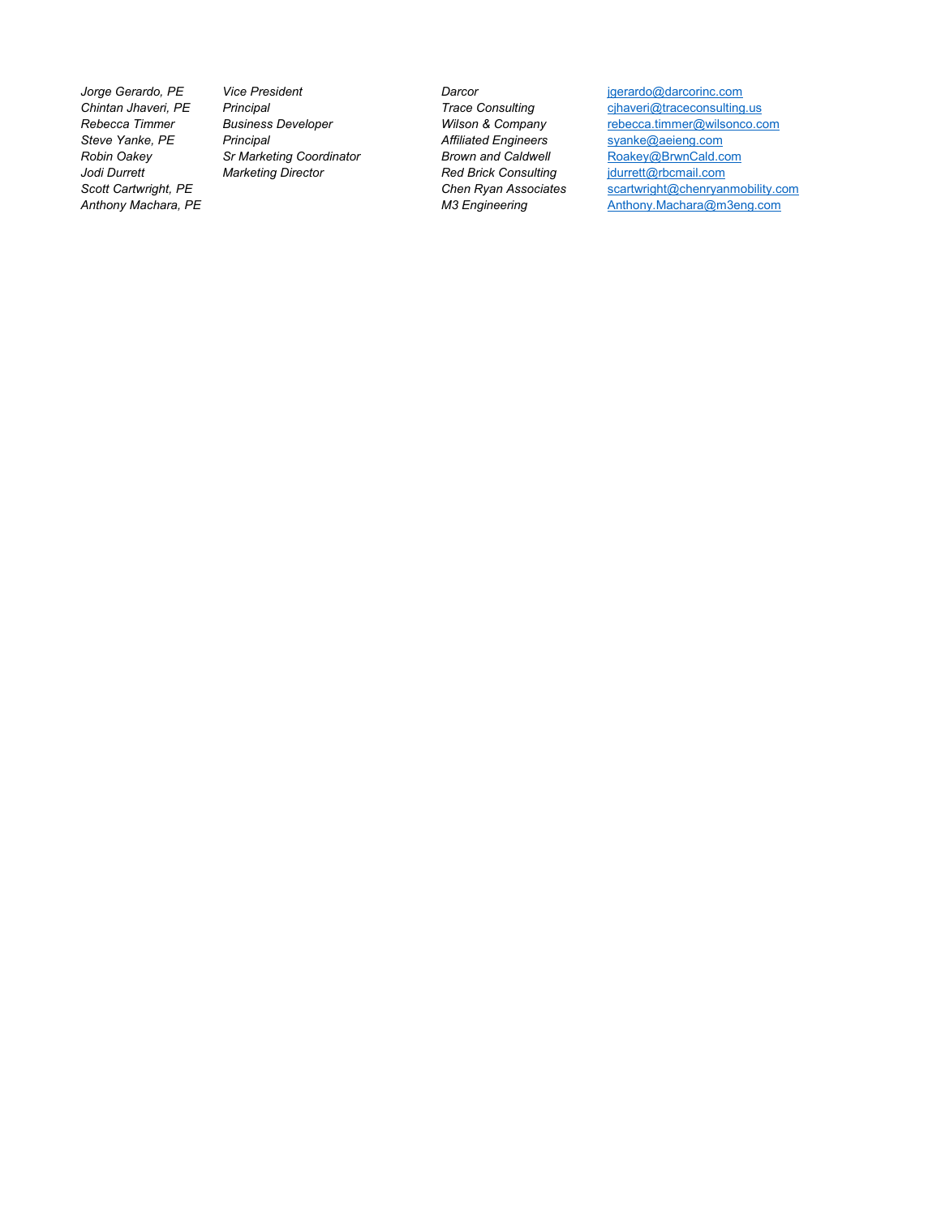| | | | |
|---|---|---|---|
| *Jorge Gerardo, PE* | *Vice President* | *Darcor* | jgerardo@darcorinc.com |
| *Chintan Jhaveri, PE* | *Principal* | *Trace Consulting* | cjhaveri@traceconsulting.us |
| *Rebecca Timmer* | *Business Developer* | *Wilson & Company* | rebecca.timmer@wilsonco.com |
| *Steve Yanke, PE* | *Principal* | *Affiliated Engineers* | syanke@aeieng.com |
| *Robin Oakey* | *Sr Marketing Coordinator* | *Brown and Caldwell* | Roakey@BrwnCald.com |
| *Jodi Durrett* | *Marketing Director* | *Red Brick Consulting* | jdurrett@rbcmail.com |
| *Scott Cartwright, PE* | | *Chen Ryan Associates* | scartwright@chenryanmobility.com |
| *Anthony Machara, PE* | | *M3 Engineering* | Anthony.Machara@m3eng.com |